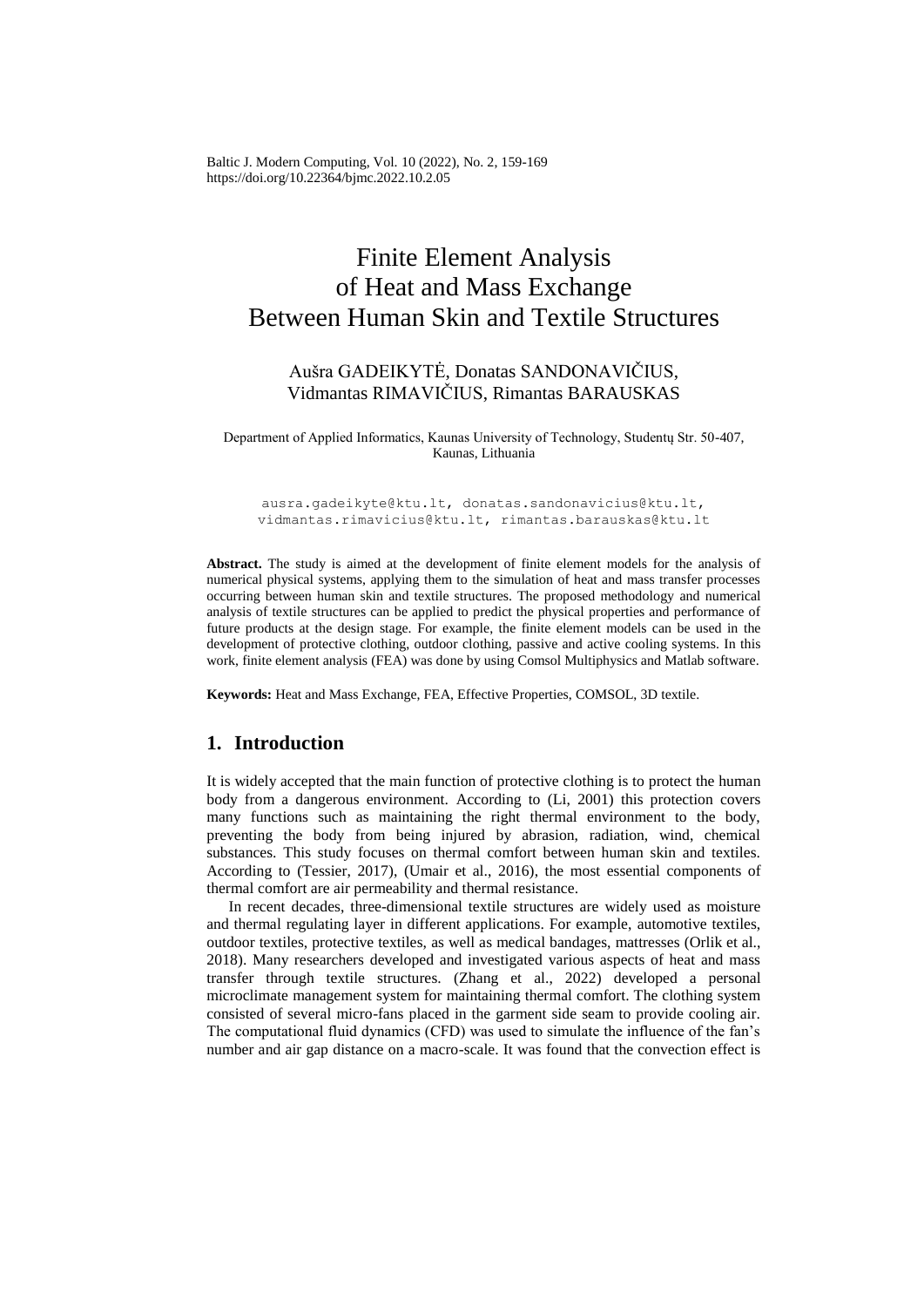# Finite Element Analysis of Heat and Mass Exchange Between Human Skin and Textile Structures

Aušra GADEIKYTĖ, Donatas SANDONAVIČIUS, Vidmantas RIMAVIČIUS, Rimantas BARAUSKAS

Department of Applied Informatics, Kaunas University of Technology, Studentų Str. 50-407, Kaunas, Lithuania

ausra.gadeikyte@ktu.lt, donatas.sandonavicius@ktu.lt, vidmantas.rimavicius@ktu.lt, rimantas.barauskas@ktu.lt

**Abstract.** The study is aimed at the development of finite element models for the analysis of numerical physical systems, applying them to the simulation of heat and mass transfer processes occurring between human skin and textile structures. The proposed methodology and numerical analysis of textile structures can be applied to predict the physical properties and performance of future products at the design stage. For example, the finite element models can be used in the development of protective clothing, outdoor clothing, passive and active cooling systems. In this work, finite element analysis (FEA) was done by using Comsol Multiphysics and Matlab software.

**Keywords:** Heat and Mass Exchange, FEA, Effective Properties, COMSOL, 3D textile.

## 1. Introduction

It is widely accepted that the main function of protective clothing is to protect the human body from a dangerous environment. According to (Li, 2001) this protection covers many functions such as maintaining the right thermal environment to the body, preventing the body from being injured by abrasion, radiation, wind, chemical substances. This study focuses on thermal comfort between human skin and textiles. According to (Tessier, 2017), (Umair et al., 2016), the most essential components of thermal comfort are air permeability and thermal resistance.

In recent decades, three-dimensional textile structures are widely used as moisture and thermal regulating layer in different applications. For example, automotive textiles, outdoor textiles, protective textiles, as well as medical bandages, mattresses (Orlik et al., 2018). Many researchers developed and investigated various aspects of heat and mass transfer through textile structures. (Zhang et al., 2022) developed a personal microclimate management system for maintaining thermal comfort. The clothing system consisted of several micro-fans placed in the garment side seam to provide cooling air. The computational fluid dynamics (CFD) was used to simulate the influence of the fan's number and air gap distance on a macro-scale. It was found that the convection effect is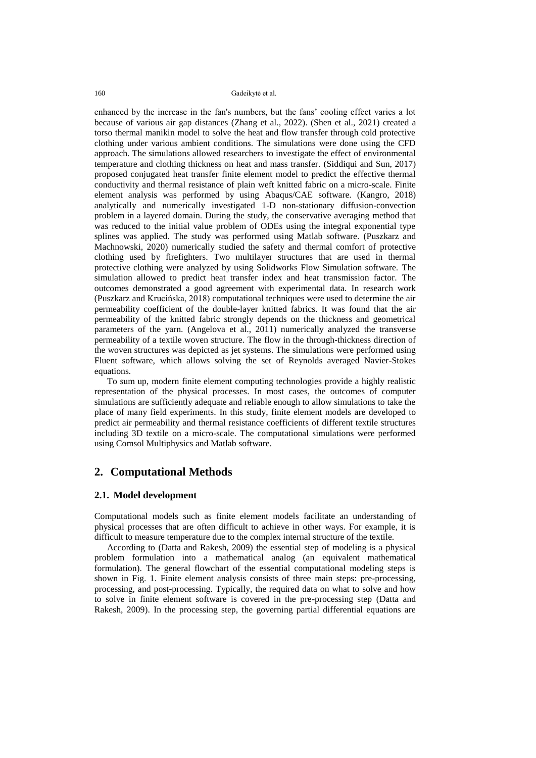enhanced by the increase in the fan's numbers, but the fans' cooling effect varies a lot because of various air gap distances (Zhang et al., 2022). (Shen et al., 2021) created a torso thermal manikin model to solve the heat and flow transfer through cold protective clothing under various ambient conditions. The simulations were done using the CFD approach. The simulations allowed researchers to investigate the effect of environmental temperature and clothing thickness on heat and mass transfer. (Siddiqui and Sun, 2017) proposed conjugated heat transfer finite element model to predict the effective thermal conductivity and thermal resistance of plain weft knitted fabric on a micro-scale. Finite element analysis was performed by using Abaqus/CAE software. (Kangro, 2018) analytically and numerically investigated 1-D non-stationary diffusion-convection problem in a layered domain. During the study, the conservative averaging method that was reduced to the initial value problem of ODEs using the integral exponential type splines was applied. The study was performed using Matlab software. (Puszkarz and Machnowski, 2020) numerically studied the safety and thermal comfort of protective clothing used by firefighters. Two multilayer structures that are used in thermal protective clothing were analyzed by using Solidworks Flow Simulation software. The simulation allowed to predict heat transfer index and heat transmission factor. The outcomes demonstrated a good agreement with experimental data. In research work (Puszkarz and Krucińska, 2018) computational techniques were used to determine the air permeability coefficient of the double-layer knitted fabrics. It was found that the air permeability of the knitted fabric strongly depends on the thickness and geometrical parameters of the yarn. (Angelova et al., 2011) numerically analyzed the transverse permeability of a textile woven structure. The flow in the through-thickness direction of the woven structures was depicted as jet systems. The simulations were performed using Fluent software, which allows solving the set of Reynolds averaged Navier-Stokes equations.

To sum up, modern finite element computing technologies provide a highly realistic representation of the physical processes. In most cases, the outcomes of computer simulations are sufficiently adequate and reliable enough to allow simulations to take the place of many field experiments. In this study, finite element models are developed to predict air permeability and thermal resistance coefficients of different textile structures including 3D textile on a micro-scale. The computational simulations were performed using Comsol Multiphysics and Matlab software.

## 2. Computational Methods

### 2.1. Model development

Computational models such as finite element models facilitate an understanding of physical processes that are often difficult to achieve in other ways. For example, it is difficult to measure temperature due to the complex internal structure of the textile.

According to (Datta and Rakesh, 2009) the essential step of modeling is a physical problem formulation into a mathematical analog (an equivalent mathematical formulation). The general flowchart of the essential computational modeling steps is shown in Fig. 1. Finite element analysis consists of three main steps: pre-processing, processing, and post-processing. Typically, the required data on what to solve and how to solve in finite element software is covered in the pre-processing step (Datta and Rakesh, 2009). In the processing step, the governing partial differential equations are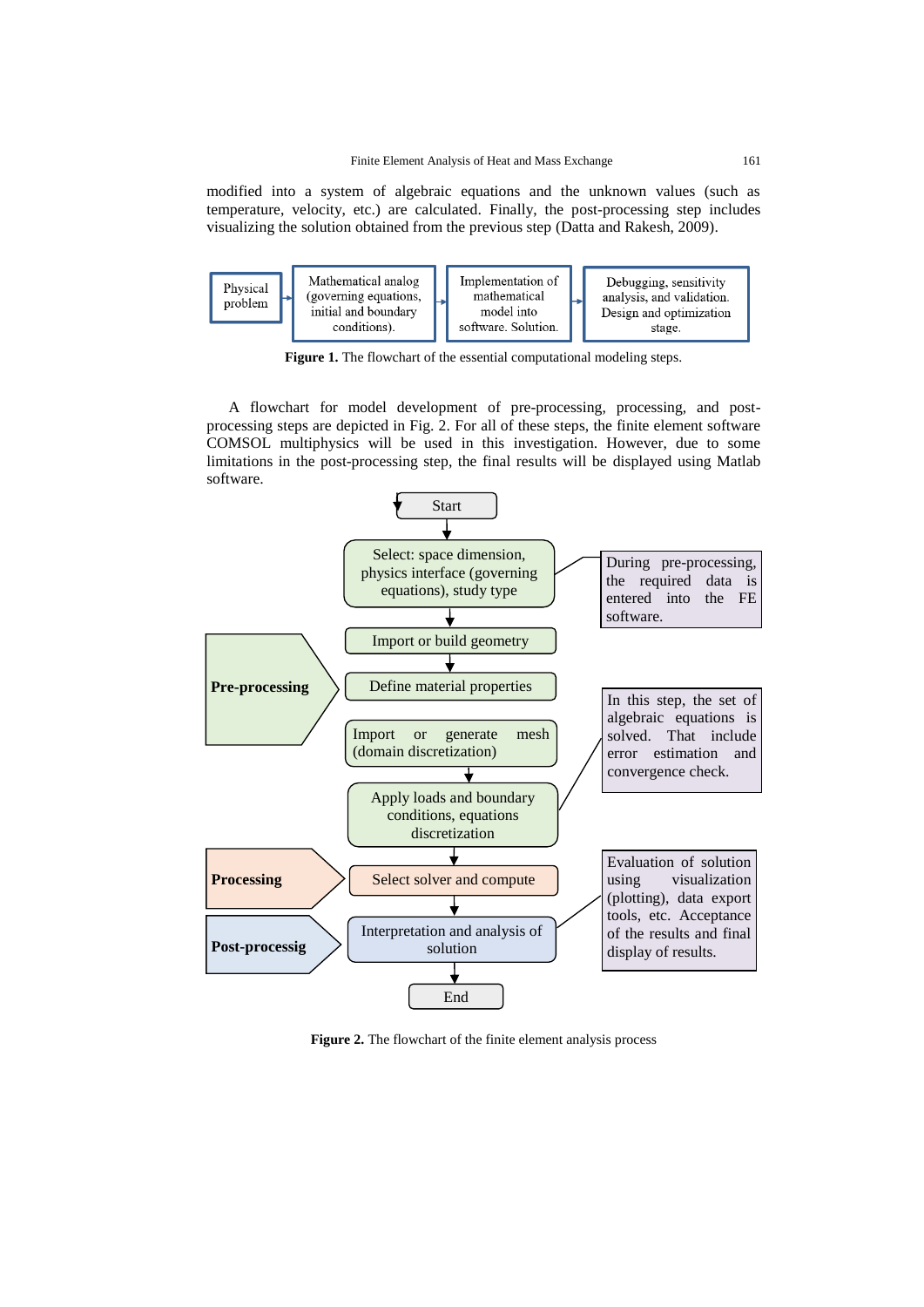modified into a system of algebraic equations and the unknown values (such as temperature, velocity, etc.) are calculated. Finally, the post-processing step includes visualizing the solution obtained from the previous step (Datta and Rakesh, 2009).

Physical problem → Mathematical analog (governing equations, initial and boundary conditions). → Implementation of mathematical model into software. Solution. → Debugging, sensitivity analysis, and validation. Design and optimization stage.

**Figure 1.** The flowchart of the essential computational modeling steps.

A flowchart for model development of pre-processing, processing, and post-processing steps are depicted in Fig. 2. For all of these steps, the finite element software COMSOL multiphysics will be used in this investigation. However, due to some limitations in the post-processing step, the final results will be displayed using Matlab software.

Start

↓

**Pre-processing**

- Select: space dimension, physics interface (governing equations), study type
- Import or build geometry
- Define material properties
- Import or generate mesh (domain discretization)
- Apply loads and boundary conditions, equations discretization

During pre-processing, the required data is entered into the FE software.

**Processing**

- Select solver and compute

In this step, the set of algebraic equations is solved. That include error estimation and convergence check.

**Post-processig**

- Interpretation and analysis of solution

Evaluation of solution using visualization (plotting), data export tools, etc. Acceptance of the results and final display of results.

↓

End

**Figure 2.** The flowchart of the finite element analysis process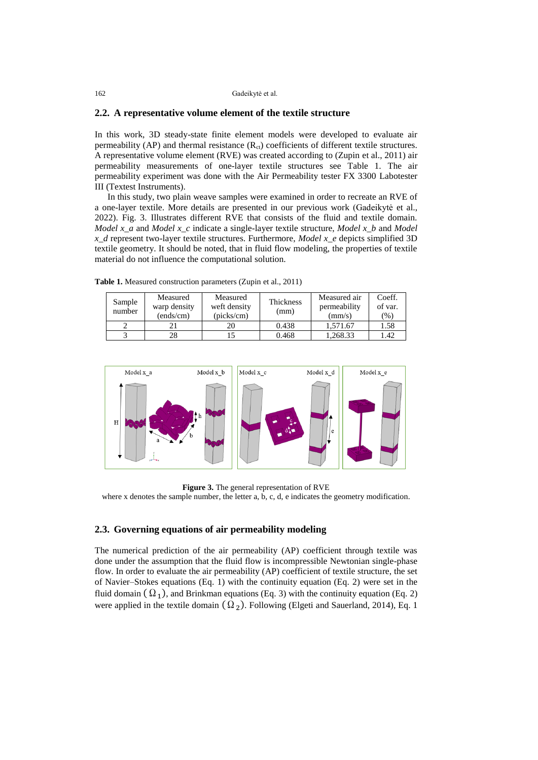## 2.2. A representative volume element of the textile structure

In this work, 3D steady-state finite element models were developed to evaluate air permeability (AP) and thermal resistance ($R_{ct}$) coefficients of different textile structures. A representative volume element (RVE) was created according to (Zupin et al., 2011) air permeability measurements of one-layer textile structures see Table 1. The air permeability experiment was done with the Air Permeability tester FX 3300 Labotester III (Textest Instruments).

In this study, two plain weave samples were examined in order to recreate an RVE of a one-layer textile. More details are presented in our previous work (Gadeikytė et al., 2022). Fig. 3. Illustrates different RVE that consists of the fluid and textile domain. *Model x_a* and *Model x_c* indicate a single-layer textile structure, *Model x_b* and *Model x_d* represent two-layer textile structures. Furthermore, *Model x_e* depicts simplified 3D textile geometry. It should be noted, that in fluid flow modeling, the properties of textile material do not influence the computational solution.

**Table 1.** Measured construction parameters (Zupin et al., 2011)

| Sample number | Measured warp density (ends/cm) | Measured weft density (picks/cm) | Thickness (mm) | Measured air permeability (mm/s) | Coeff. of var. (%) |
|---|---|---|---|---|---|
| 2 | 21 | 20 | 0.438 | 1,571.67 | 1.58 |
| 3 | 28 | 15 | 0.468 | 1,268.33 | 1.42 |

**Figure 3.** The general representation of RVE
where x denotes the sample number, the letter a, b, c, d, e indicates the geometry modification.

## 2.3. Governing equations of air permeability modeling

The numerical prediction of the air permeability (AP) coefficient through textile was done under the assumption that the fluid flow is incompressible Newtonian single-phase flow. In order to evaluate the air permeability (AP) coefficient of textile structure, the set of Navier–Stokes equations (Eq. 1) with the continuity equation (Eq. 2) were set in the fluid domain ($\Omega_1$), and Brinkman equations (Eq. 3) with the continuity equation (Eq. 2) were applied in the textile domain ($\Omega_2$). Following (Elgeti and Sauerland, 2014), Eq. 1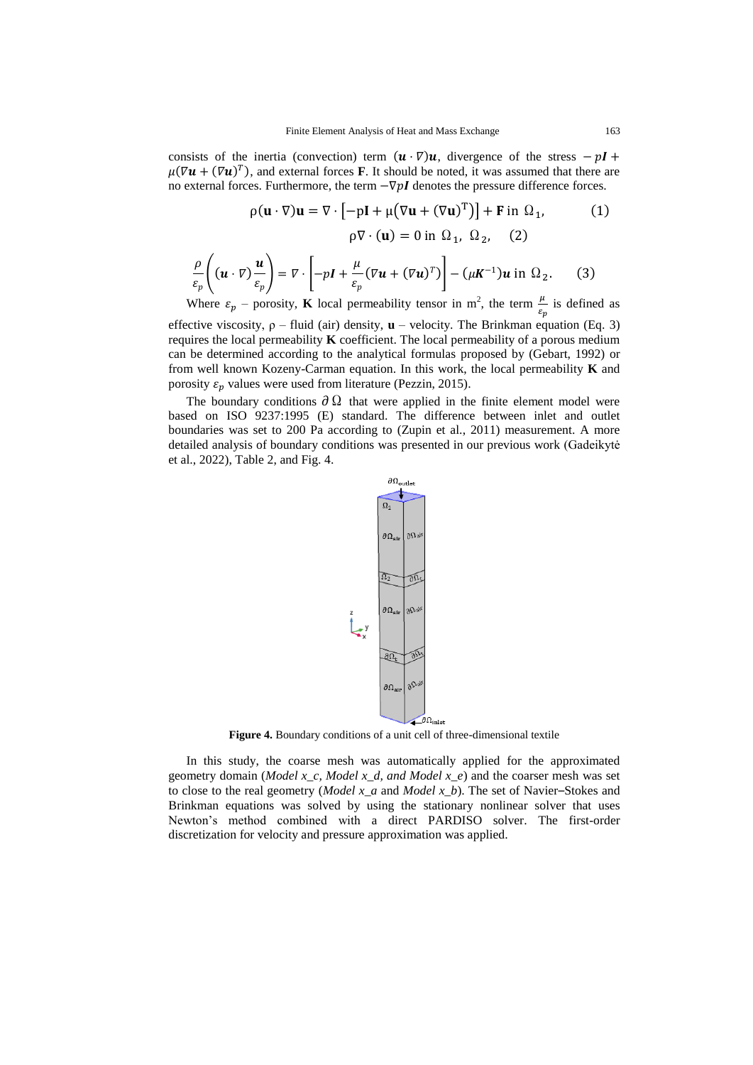consists of the inertia (convection) term $(\boldsymbol{u} \cdot \nabla)\boldsymbol{u}$, divergence of the stress $-p\boldsymbol{I} + \mu(\nabla\boldsymbol{u} + (\nabla\boldsymbol{u})^T)$, and external forces **F**. It should be noted, it was assumed that there are no external forces. Furthermore, the term $-\nabla p\boldsymbol{I}$ denotes the pressure difference forces.

$$\rho(\mathbf{u} \cdot \nabla)\mathbf{u} = \nabla \cdot \left[-\mathrm{p}\mathbf{I} + \mu\left(\nabla\mathbf{u} + (\nabla\mathbf{u})^{\mathrm{T}}\right)\right] + \mathbf{F} \text{ in } \Omega_1, \quad (1)$$

$$\rho\nabla \cdot (\mathbf{u}) = 0 \text{ in } \Omega_1,\ \Omega_2, \quad (2)$$

$$\frac{\rho}{\varepsilon_p}\left((\boldsymbol{u} \cdot \nabla)\frac{\boldsymbol{u}}{\varepsilon_p}\right) = \nabla \cdot \left[-p\boldsymbol{I} + \frac{\mu}{\varepsilon_p}(\nabla\boldsymbol{u} + (\nabla\boldsymbol{u})^T)\right] - (\mu\boldsymbol{K}^{-1})\boldsymbol{u} \text{ in } \Omega_2. \quad (3)$$

Where $\varepsilon_p$ – porosity, **K** local permeability tensor in $m^2$, the term $\frac{\mu}{\varepsilon_p}$ is defined as effective viscosity, $\rho$ – fluid (air) density, **u** – velocity. The Brinkman equation (Eq. 3) requires the local permeability **K** coefficient. The local permeability of a porous medium can be determined according to the analytical formulas proposed by (Gebart, 1992) or from well known Kozeny-Carman equation. In this work, the local permeability **K** and porosity $\varepsilon_p$ values were used from literature (Pezzin, 2015).

The boundary conditions $\partial\Omega$ that were applied in the finite element model were based on ISO 9237:1995 (E) standard. The difference between inlet and outlet boundaries was set to 200 Pa according to (Zupin et al., 2011) measurement. A more detailed analysis of boundary conditions was presented in our previous work (Gadeikytė et al., 2022), Table 2, and Fig. 4.

**Figure 4.** Boundary conditions of a unit cell of three-dimensional textile

In this study, the coarse mesh was automatically applied for the approximated geometry domain (*Model x_c, Model x_d, and Model x_e*) and the coarser mesh was set to close to the real geometry (*Model x_a* and *Model x_b*). The set of Navier–Stokes and Brinkman equations was solved by using the stationary nonlinear solver that uses Newton's method combined with a direct PARDISO solver. The first-order discretization for velocity and pressure approximation was applied.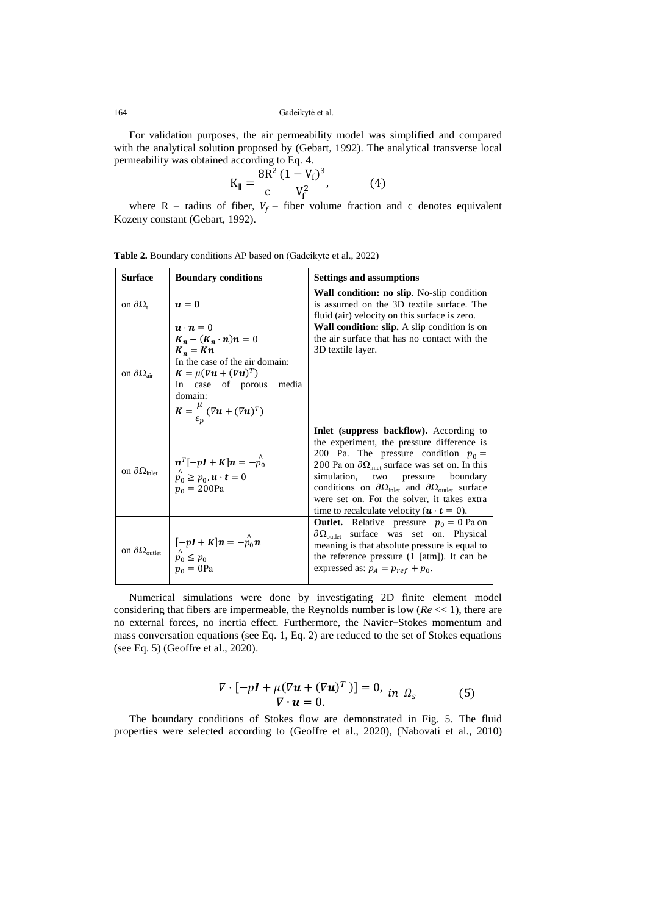For validation purposes, the air permeability model was simplified and compared with the analytical solution proposed by (Gebart, 1992). The analytical transverse local permeability was obtained according to Eq. 4.

$$K_{\parallel} = \frac{8R^2}{c} \frac{(1 - V_f)^3}{V_f^2}, \qquad (4)$$

where R – radius of fiber, $V_f$ – fiber volume fraction and c denotes equivalent Kozeny constant (Gebart, 1992).

**Table 2.** Boundary conditions AP based on (Gadeikytė et al., 2022)

| **Surface** | **Boundary conditions** | **Settings and assumptions** |
| --- | --- | --- |
| on $\partial\Omega_t$ | $\boldsymbol{u} = \boldsymbol{0}$ | **Wall condition: no slip**. No-slip condition is assumed on the 3D textile surface. The fluid (air) velocity on this surface is zero. |
| on $\partial\Omega_{air}$ | $\boldsymbol{u} \cdot \boldsymbol{n} = 0$<br>$\boldsymbol{K_n} - (\boldsymbol{K_n} \cdot \boldsymbol{n})\boldsymbol{n} = 0$<br>$\boldsymbol{K_n} = \boldsymbol{Kn}$<br>In the case of the air domain:<br>$\boldsymbol{K} = \mu(\nabla\boldsymbol{u} + (\nabla\boldsymbol{u})^T)$<br>In case of porous media domain:<br>$\boldsymbol{K} = \frac{\mu}{\varepsilon_p}(\nabla\boldsymbol{u} + (\nabla\boldsymbol{u})^T)$ | **Wall condition: slip.** A slip condition is on the air surface that has no contact with the 3D textile layer. |
| on $\partial\Omega_{inlet}$ | $\boldsymbol{n}^T[-p\boldsymbol{I} + \boldsymbol{K}]\boldsymbol{n} = -\hat{p}_0$<br>$\hat{p}_0 \geq p_0, \boldsymbol{u} \cdot \boldsymbol{t} = 0$<br>$p_0 = 200\text{Pa}$ | **Inlet (suppress backflow).** According to the experiment, the pressure difference is 200 Pa. The pressure condition $p_0 =$ 200 Pa on $\partial\Omega_{inlet}$ surface was set on. In this simulation, two pressure boundary conditions on $\partial\Omega_{inlet}$ and $\partial\Omega_{outlet}$ surface were set on. For the solver, it takes extra time to recalculate velocity ($\boldsymbol{u} \cdot \boldsymbol{t} = 0$). |
| on $\partial\Omega_{outlet}$ | $[-p\boldsymbol{I} + \boldsymbol{K}]\boldsymbol{n} = -\hat{p}_0\boldsymbol{n}$<br>$\hat{p}_0 \leq p_0$<br>$p_0 = 0\text{Pa}$ | **Outlet.** Relative pressure $p_0 = 0$ Pa on $\partial\Omega_{outlet}$ surface was set on. Physical meaning is that absolute pressure is equal to the reference pressure (1 [atm]). It can be expressed as: $p_A = p_{ref} + p_0$. |

Numerical simulations were done by investigating 2D finite element model considering that fibers are impermeable, the Reynolds number is low (*Re* << 1), there are no external forces, no inertia effect. Furthermore, the Navier–Stokes momentum and mass conversation equations (see Eq. 1, Eq. 2) are reduced to the set of Stokes equations (see Eq. 5) (Geoffre et al., 2020).

$$\begin{gathered} \nabla \cdot [-p\boldsymbol{I} + \mu(\nabla\boldsymbol{u} + (\nabla\boldsymbol{u})^T)] = 0, \\ \nabla \cdot \boldsymbol{u} = 0. \end{gathered} \quad in\ \Omega_s \qquad (5)$$

The boundary conditions of Stokes flow are demonstrated in Fig. 5. The fluid properties were selected according to (Geoffre et al., 2020), (Nabovati et al., 2010)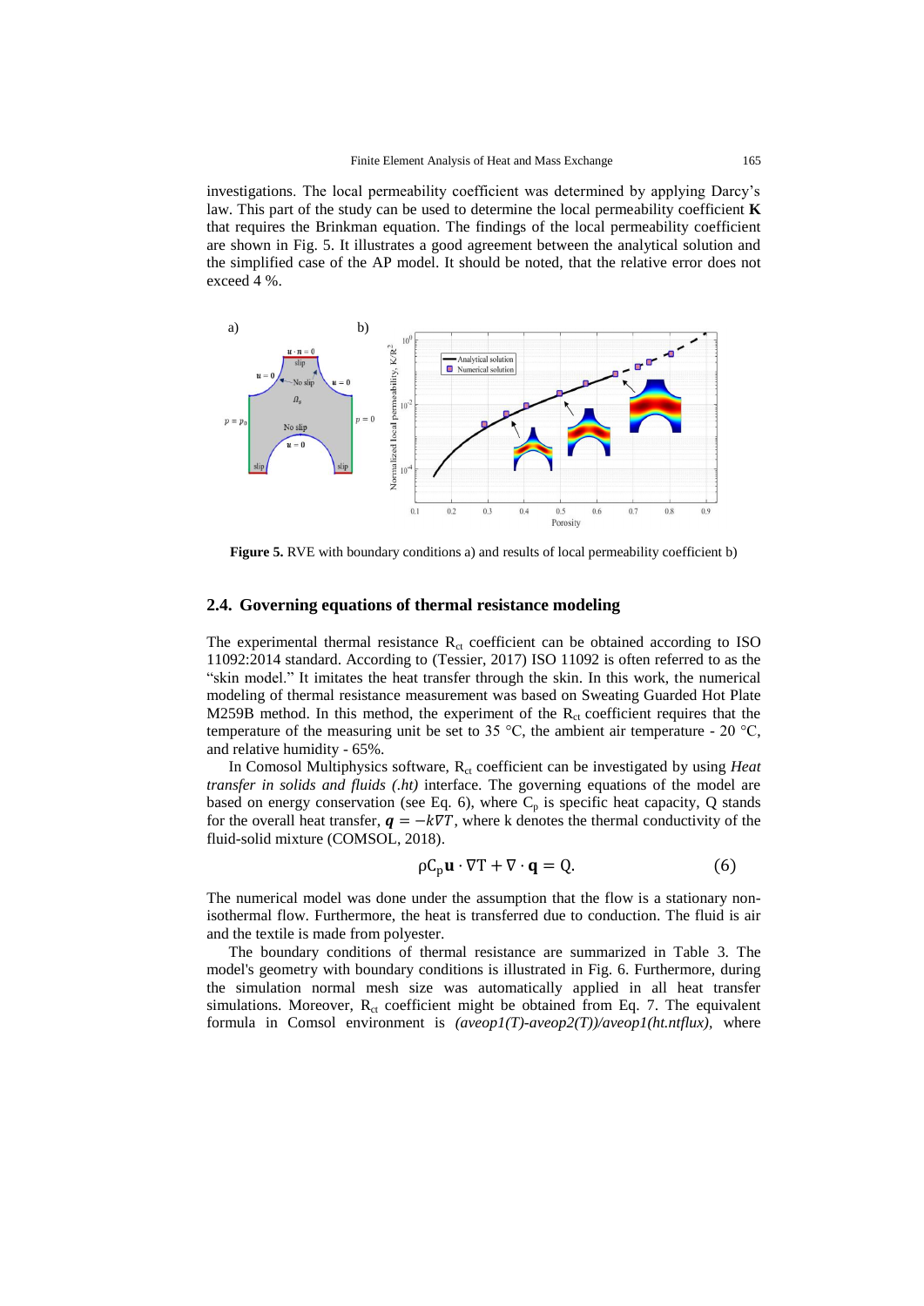investigations. The local permeability coefficient was determined by applying Darcy's law. This part of the study can be used to determine the local permeability coefficient **K** that requires the Brinkman equation. The findings of the local permeability coefficient are shown in Fig. 5. It illustrates a good agreement between the analytical solution and the simplified case of the AP model. It should be noted, that the relative error does not exceed 4 %.

**Figure 5.** RVE with boundary conditions a) and results of local permeability coefficient b)

## 2.4. Governing equations of thermal resistance modeling

The experimental thermal resistance $R_{ct}$ coefficient can be obtained according to ISO 11092:2014 standard. According to (Tessier, 2017) ISO 11092 is often referred to as the "skin model." It imitates the heat transfer through the skin. In this work, the numerical modeling of thermal resistance measurement was based on Sweating Guarded Hot Plate M259B method. In this method, the experiment of the $R_{ct}$ coefficient requires that the temperature of the measuring unit be set to 35 °C, the ambient air temperature - 20 °C, and relative humidity - 65%.

In Comosol Multiphysics software, $R_{ct}$ coefficient can be investigated by using *Heat transfer in solids and fluids (.ht)* interface. The governing equations of the model are based on energy conservation (see Eq. 6), where $C_p$ is specific heat capacity, Q stands for the overall heat transfer, $\boldsymbol{q} = -k\nabla T$, where k denotes the thermal conductivity of the fluid-solid mixture (COMSOL, 2018).

$$\rho C_p \mathbf{u} \cdot \nabla T + \nabla \cdot \mathbf{q} = Q. \tag{6}$$

The numerical model was done under the assumption that the flow is a stationary non-isothermal flow. Furthermore, the heat is transferred due to conduction. The fluid is air and the textile is made from polyester.

The boundary conditions of thermal resistance are summarized in Table 3. The model's geometry with boundary conditions is illustrated in Fig. 6. Furthermore, during the simulation normal mesh size was automatically applied in all heat transfer simulations. Moreover, $R_{ct}$ coefficient might be obtained from Eq. 7. The equivalent formula in Comsol environment is *(aveop1(T)-aveop2(T))/aveop1(ht.ntflux)*, where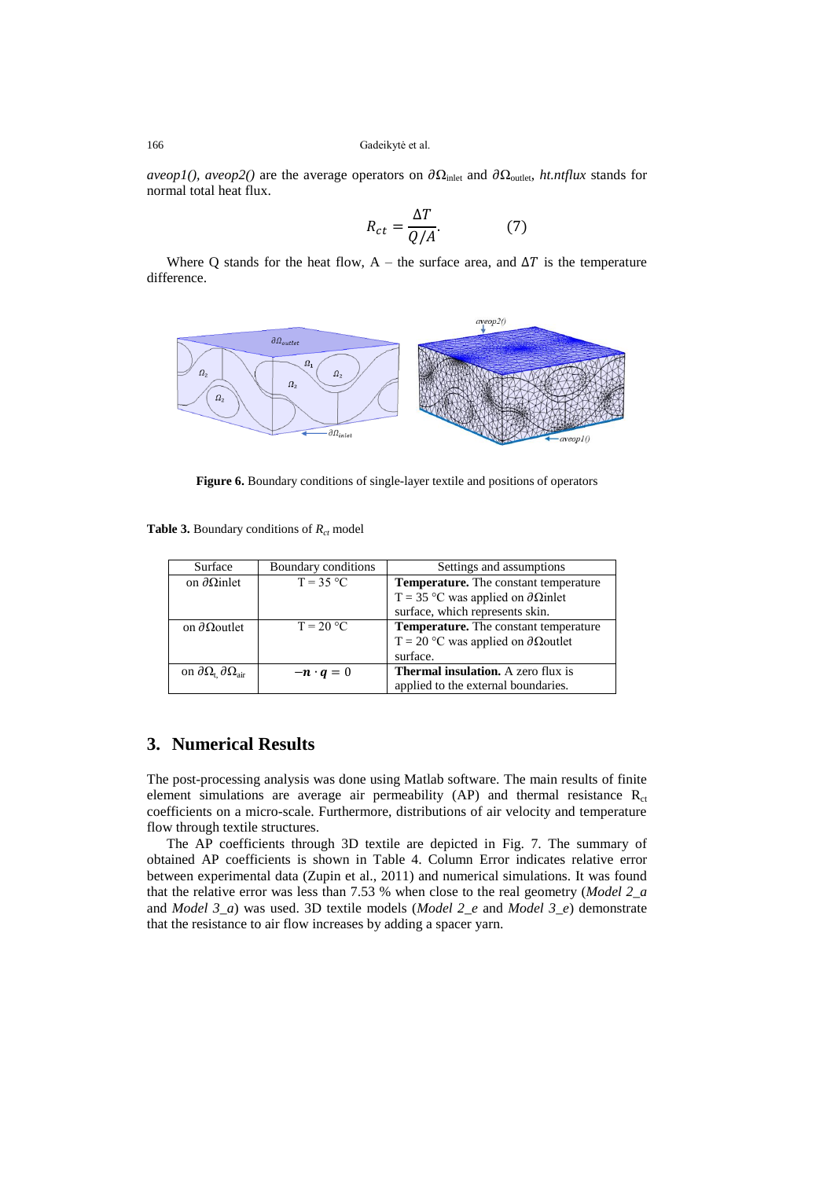*aveop1(), aveop2()* are the average operators on $\partial\Omega_{\text{inlet}}$ and $\partial\Omega_{\text{outlet}}$, *ht.ntflux* stands for normal total heat flux.

$$R_{ct} = \frac{\Delta T}{Q/A}. \qquad (7)$$

Where Q stands for the heat flow, A – the surface area, and $\Delta T$ is the temperature difference.

**Figure 6.** Boundary conditions of single-layer textile and positions of operators

**Table 3.** Boundary conditions of $R_{ct}$ model

| Surface | Boundary conditions | Settings and assumptions |
|---|---|---|
| on $\partial\Omega$inlet | T = 35 °C | **Temperature.** The constant temperature T = 35 °C was applied on $\partial\Omega$inlet surface, which represents skin. |
| on $\partial\Omega$outlet | T = 20 °C | **Temperature.** The constant temperature T = 20 °C was applied on $\partial\Omega$outlet surface. |
| on $\partial\Omega_t$, $\partial\Omega_{\text{air}}$ | $-\boldsymbol{n} \cdot \boldsymbol{q} = 0$ | **Thermal insulation.** A zero flux is applied to the external boundaries. |

## 3. Numerical Results

The post-processing analysis was done using Matlab software. The main results of finite element simulations are average air permeability (AP) and thermal resistance $R_{ct}$ coefficients on a micro-scale. Furthermore, distributions of air velocity and temperature flow through textile structures.

The AP coefficients through 3D textile are depicted in Fig. 7. The summary of obtained AP coefficients is shown in Table 4. Column Error indicates relative error between experimental data (Zupin et al., 2011) and numerical simulations. It was found that the relative error was less than 7.53 % when close to the real geometry (*Model 2_a* and *Model 3_a*) was used. 3D textile models (*Model 2_e* and *Model 3_e*) demonstrate that the resistance to air flow increases by adding a spacer yarn.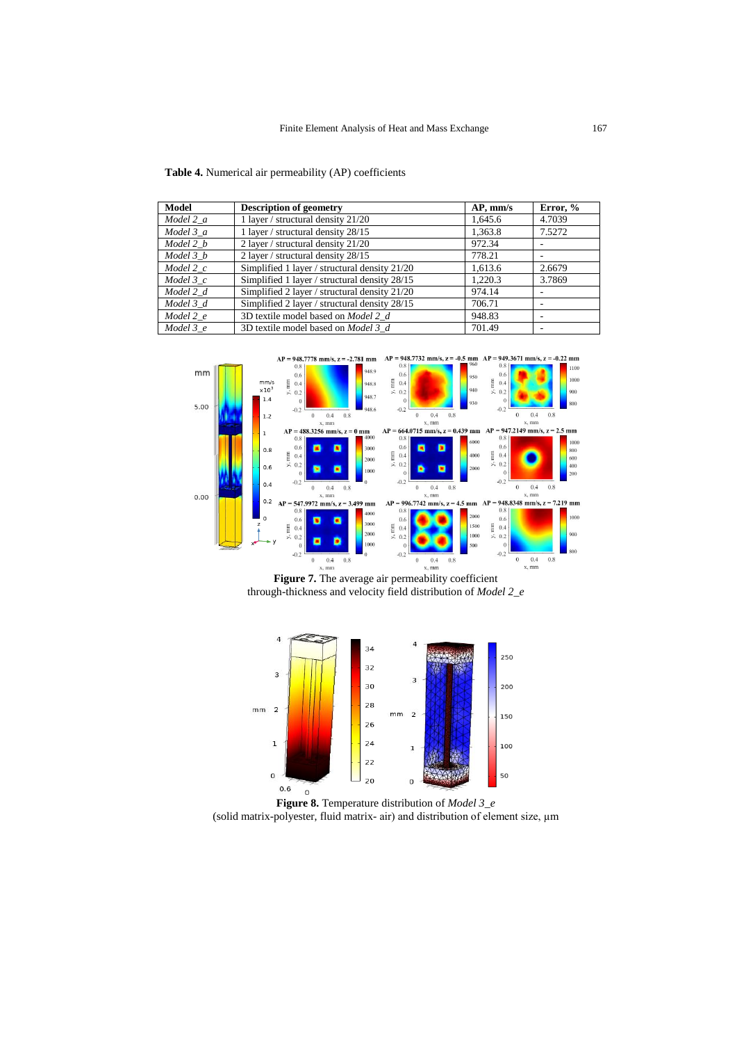**Table 4.** Numerical air permeability (AP) coefficients

| Model | Description of geometry | AP, mm/s | Error, % |
|---|---|---|---|
| *Model 2_a* | 1 layer / structural density 21/20 | 1,645.6 | 4.7039 |
| *Model 3_a* | 1 layer / structural density 28/15 | 1,363.8 | 7.5272 |
| *Model 2_b* | 2 layer / structural density 21/20 | 972.34 | - |
| *Model 3_b* | 2 layer / structural density 28/15 | 778.21 | - |
| *Model 2_c* | Simplified 1 layer / structural density 21/20 | 1,613.6 | 2.6679 |
| *Model 3_c* | Simplified 1 layer / structural density 28/15 | 1,220.3 | 3.7869 |
| *Model 2_d* | Simplified 2 layer / structural density 21/20 | 974.14 | - |
| *Model 3_d* | Simplified 2 layer / structural density 28/15 | 706.71 | - |
| *Model 2_e* | 3D textile model based on *Model 2_d* | 948.83 | - |
| *Model 3_e* | 3D textile model based on *Model 3_d* | 701.49 | - |

**Figure 7.** The average air permeability coefficient through-thickness and velocity field distribution of *Model 2_e*

**Figure 8.** Temperature distribution of *Model 3_e* (solid matrix-polyester, fluid matrix- air) and distribution of element size, µm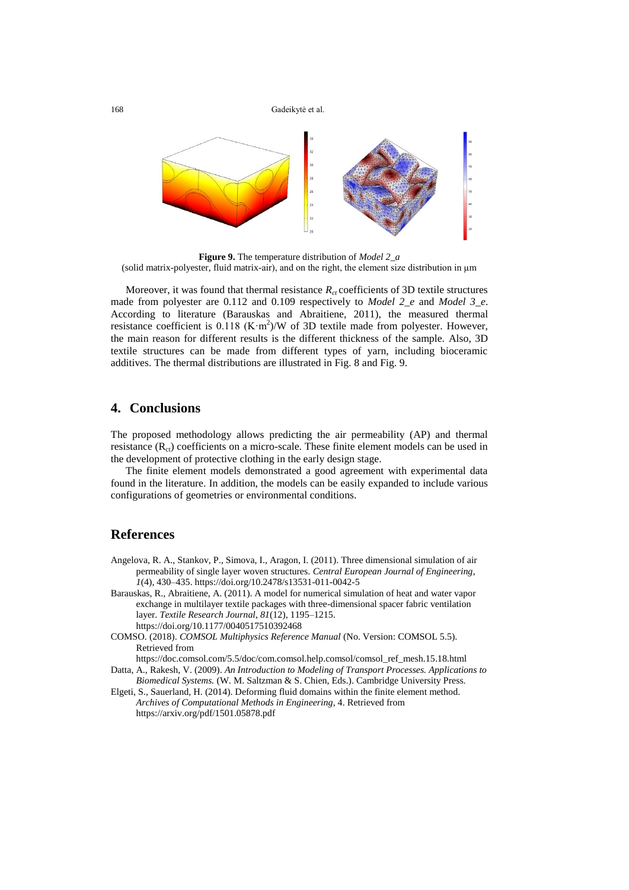**Figure 9.** The temperature distribution of *Model 2_a* (solid matrix-polyester, fluid matrix-air), and on the right, the element size distribution in μm

Moreover, it was found that thermal resistance $R_{ct}$ coefficients of 3D textile structures made from polyester are 0.112 and 0.109 respectively to *Model 2_e* and *Model 3_e*. According to literature (Barauskas and Abraitiene, 2011), the measured thermal resistance coefficient is 0.118 $(K{\cdot}m^2)/W$ of 3D textile made from polyester. However, the main reason for different results is the different thickness of the sample. Also, 3D textile structures can be made from different types of yarn, including bioceramic additives. The thermal distributions are illustrated in Fig. 8 and Fig. 9.

## 4. Conclusions

The proposed methodology allows predicting the air permeability (AP) and thermal resistance ($R_{ct}$) coefficients on a micro-scale. These finite element models can be used in the development of protective clothing in the early design stage.

The finite element models demonstrated a good agreement with experimental data found in the literature. In addition, the models can be easily expanded to include various configurations of geometries or environmental conditions.

## References

Angelova, R. A., Stankov, P., Simova, I., Aragon, I. (2011). Three dimensional simulation of air permeability of single layer woven structures. *Central European Journal of Engineering*, *1*(4), 430–435. https://doi.org/10.2478/s13531-011-0042-5

Barauskas, R., Abraitiene, A. (2011). A model for numerical simulation of heat and water vapor exchange in multilayer textile packages with three-dimensional spacer fabric ventilation layer. *Textile Research Journal*, *81*(12), 1195–1215. https://doi.org/10.1177/0040517510392468

COMSO. (2018). *COMSOL Multiphysics Reference Manual* (No. Version: COMSOL 5.5). Retrieved from https://doc.comsol.com/5.5/doc/com.comsol.help.comsol/comsol_ref_mesh.15.18.html

Datta, A., Rakesh, V. (2009). *An Introduction to Modeling of Transport Processes. Applications to Biomedical Systems.* (W. M. Saltzman & S. Chien, Eds.). Cambridge University Press.

Elgeti, S., Sauerland, H. (2014). Deforming fluid domains within the finite element method. *Archives of Computational Methods in Engineering*, 4. Retrieved from https://arxiv.org/pdf/1501.05878.pdf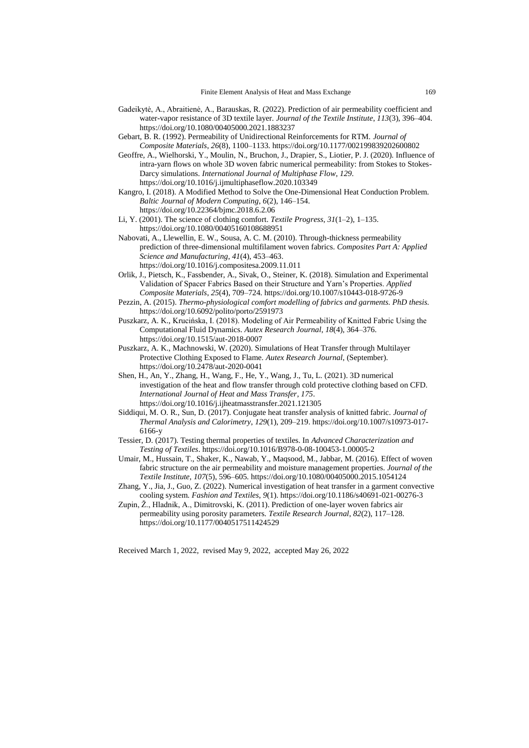Gadeikytė, A., Abraitienė, A., Barauskas, R. (2022). Prediction of air permeability coefficient and water-vapor resistance of 3D textile layer. *Journal of the Textile Institute*, *113*(3), 396–404. https://doi.org/10.1080/00405000.2021.1883237

Gebart, B. R. (1992). Permeability of Unidirectional Reinforcements for RTM. *Journal of Composite Materials*, *26*(8), 1100–1133. https://doi.org/10.1177/002199839202600802

Geoffre, A., Wielhorski, Y., Moulin, N., Bruchon, J., Drapier, S., Liotier, P. J. (2020). Influence of intra-yarn flows on whole 3D woven fabric numerical permeability: from Stokes to Stokes-Darcy simulations. *International Journal of Multiphase Flow*, *129*. https://doi.org/10.1016/j.ijmultiphaseflow.2020.103349

Kangro, I. (2018). A Modified Method to Solve the One-Dimensional Heat Conduction Problem. *Baltic Journal of Modern Computing*, *6*(2), 146–154. https://doi.org/10.22364/bjmc.2018.6.2.06

Li, Y. (2001). The science of clothing comfort. *Textile Progress*, *31*(1–2), 1–135. https://doi.org/10.1080/00405160108688951

Nabovati, A., Llewellin, E. W., Sousa, A. C. M. (2010). Through-thickness permeability prediction of three-dimensional multifilament woven fabrics. *Composites Part A: Applied Science and Manufacturing*, *41*(4), 453–463. https://doi.org/10.1016/j.compositesa.2009.11.011

Orlik, J., Pietsch, K., Fassbender, A., Sivak, O., Steiner, K. (2018). Simulation and Experimental Validation of Spacer Fabrics Based on their Structure and Yarn's Properties. *Applied Composite Materials*, *25*(4), 709–724. https://doi.org/10.1007/s10443-018-9726-9

Pezzin, A. (2015). *Thermo-physiological comfort modelling of fabrics and garments. PhD thesis.* https://doi.org/10.6092/polito/porto/2591973

Puszkarz, A. K., Krucińska, I. (2018). Modeling of Air Permeability of Knitted Fabric Using the Computational Fluid Dynamics. *Autex Research Journal*, *18*(4), 364–376. https://doi.org/10.1515/aut-2018-0007

Puszkarz, A. K., Machnowski, W. (2020). Simulations of Heat Transfer through Multilayer Protective Clothing Exposed to Flame. *Autex Research Journal*, (September). https://doi.org/10.2478/aut-2020-0041

Shen, H., An, Y., Zhang, H., Wang, F., He, Y., Wang, J., Tu, L. (2021). 3D numerical investigation of the heat and flow transfer through cold protective clothing based on CFD. *International Journal of Heat and Mass Transfer*, *175*. https://doi.org/10.1016/j.ijheatmasstransfer.2021.121305

Siddiqui, M. O. R., Sun, D. (2017). Conjugate heat transfer analysis of knitted fabric. *Journal of Thermal Analysis and Calorimetry*, *129*(1), 209–219. https://doi.org/10.1007/s10973-017-6166-y

Tessier, D. (2017). Testing thermal properties of textiles. In *Advanced Characterization and Testing of Textiles*. https://doi.org/10.1016/B978-0-08-100453-1.00005-2

Umair, M., Hussain, T., Shaker, K., Nawab, Y., Maqsood, M., Jabbar, M. (2016). Effect of woven fabric structure on the air permeability and moisture management properties. *Journal of the Textile Institute*, *107*(5), 596–605. https://doi.org/10.1080/00405000.2015.1054124

Zhang, Y., Jia, J., Guo, Z. (2022). Numerical investigation of heat transfer in a garment convective cooling system. *Fashion and Textiles*, *9*(1). https://doi.org/10.1186/s40691-021-00276-3

Zupin, Ž., Hladnik, A., Dimitrovski, K. (2011). Prediction of one-layer woven fabrics air permeability using porosity parameters. *Textile Research Journal*, *82*(2), 117–128. https://doi.org/10.1177/0040517511424529

Received March 1, 2022, revised May 9, 2022, accepted May 26, 2022